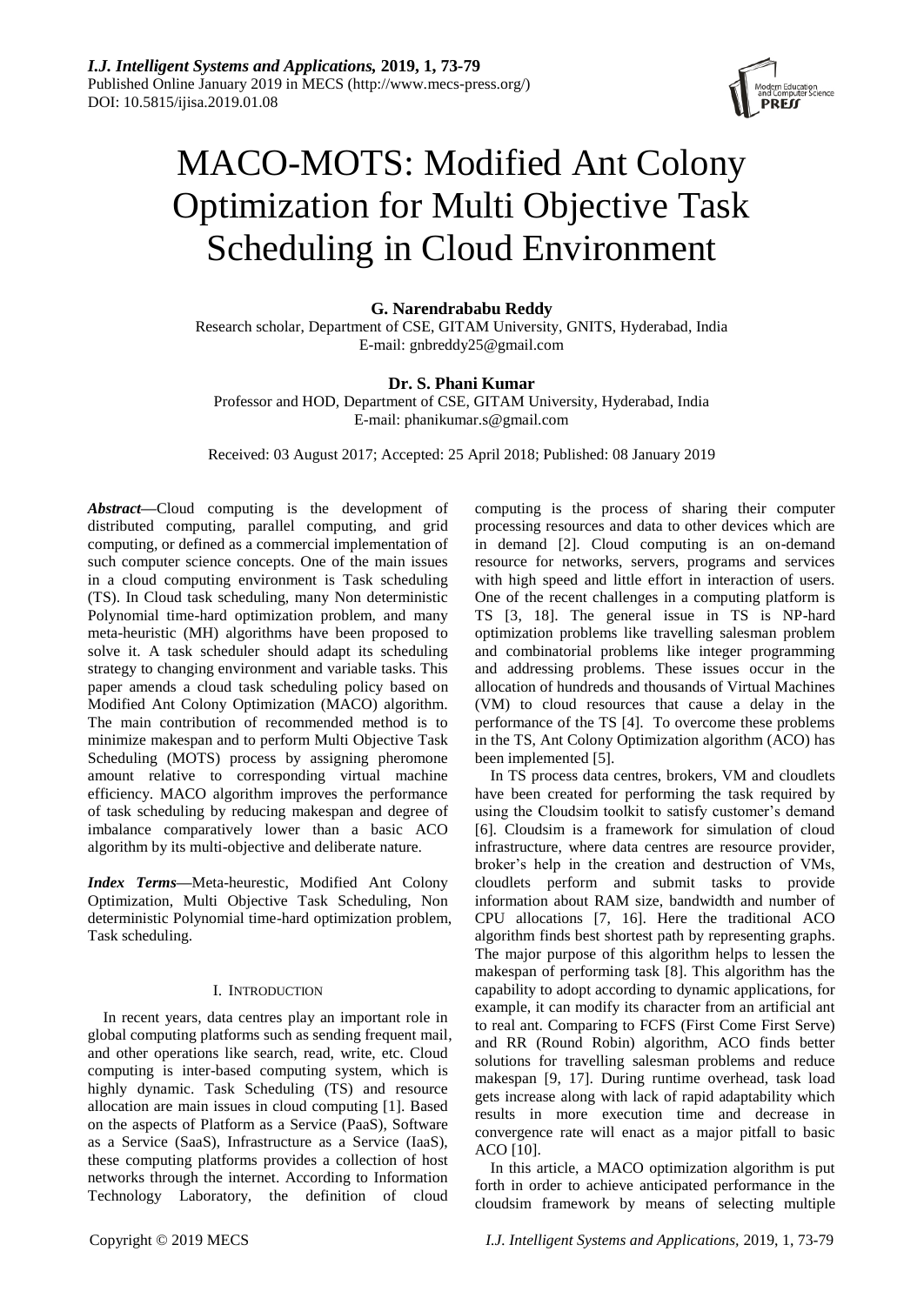# MACO-MOTS: Modified Ant Colony Optimization for Multi Objective Task Scheduling in Cloud Environment

**G. Narendrababu Reddy**
Research scholar, Department of CSE, GITAM University, GNITS, Hyderabad, India
E-mail: gnbreddy25@gmail.com

**Dr. S. Phani Kumar**
Professor and HOD, Department of CSE, GITAM University, Hyderabad, India
E-mail: phanikumar.s@gmail.com

Received: 03 August 2017; Accepted: 25 April 2018; Published: 08 January 2019

***Abstract***—Cloud computing is the development of distributed computing, parallel computing, and grid computing, or defined as a commercial implementation of such computer science concepts. One of the main issues in a cloud computing environment is Task scheduling (TS). In Cloud task scheduling, many Non deterministic Polynomial time-hard optimization problem, and many meta-heuristic (MH) algorithms have been proposed to solve it. A task scheduler should adapt its scheduling strategy to changing environment and variable tasks. This paper amends a cloud task scheduling policy based on Modified Ant Colony Optimization (MACO) algorithm. The main contribution of recommended method is to minimize makespan and to perform Multi Objective Task Scheduling (MOTS) process by assigning pheromone amount relative to corresponding virtual machine efficiency. MACO algorithm improves the performance of task scheduling by reducing makespan and degree of imbalance comparatively lower than a basic ACO algorithm by its multi-objective and deliberate nature.

***Index Terms***—Meta-heurestic, Modified Ant Colony Optimization, Multi Objective Task Scheduling, Non deterministic Polynomial time-hard optimization problem, Task scheduling.

## I. Introduction

In recent years, data centres play an important role in global computing platforms such as sending frequent mail, and other operations like search, read, write, etc. Cloud computing is inter-based computing system, which is highly dynamic. Task Scheduling (TS) and resource allocation are main issues in cloud computing [1]. Based on the aspects of Platform as a Service (PaaS), Software as a Service (SaaS), Infrastructure as a Service (IaaS), these computing platforms provides a collection of host networks through the internet. According to Information Technology Laboratory, the definition of cloud computing is the process of sharing their computer processing resources and data to other devices which are in demand [2]. Cloud computing is an on-demand resource for networks, servers, programs and services with high speed and little effort in interaction of users. One of the recent challenges in a computing platform is TS [3, 18]. The general issue in TS is NP-hard optimization problems like travelling salesman problem and combinatorial problems like integer programming and addressing problems. These issues occur in the allocation of hundreds and thousands of Virtual Machines (VM) to cloud resources that cause a delay in the performance of the TS [4]. To overcome these problems in the TS, Ant Colony Optimization algorithm (ACO) has been implemented [5].

In TS process data centres, brokers, VM and cloudlets have been created for performing the task required by using the Cloudsim toolkit to satisfy customer's demand [6]. Cloudsim is a framework for simulation of cloud infrastructure, where data centres are resource provider, broker's help in the creation and destruction of VMs, cloudlets perform and submit tasks to provide information about RAM size, bandwidth and number of CPU allocations [7, 16]. Here the traditional ACO algorithm finds best shortest path by representing graphs. The major purpose of this algorithm helps to lessen the makespan of performing task [8]. This algorithm has the capability to adopt according to dynamic applications, for example, it can modify its character from an artificial ant to real ant. Comparing to FCFS (First Come First Serve) and RR (Round Robin) algorithm, ACO finds better solutions for travelling salesman problems and reduce makespan [9, 17]. During runtime overhead, task load gets increase along with lack of rapid adaptability which results in more execution time and decrease in convergence rate will enact as a major pitfall to basic ACO [10].

In this article, a MACO optimization algorithm is put forth in order to achieve anticipated performance in the cloudsim framework by means of selecting multiple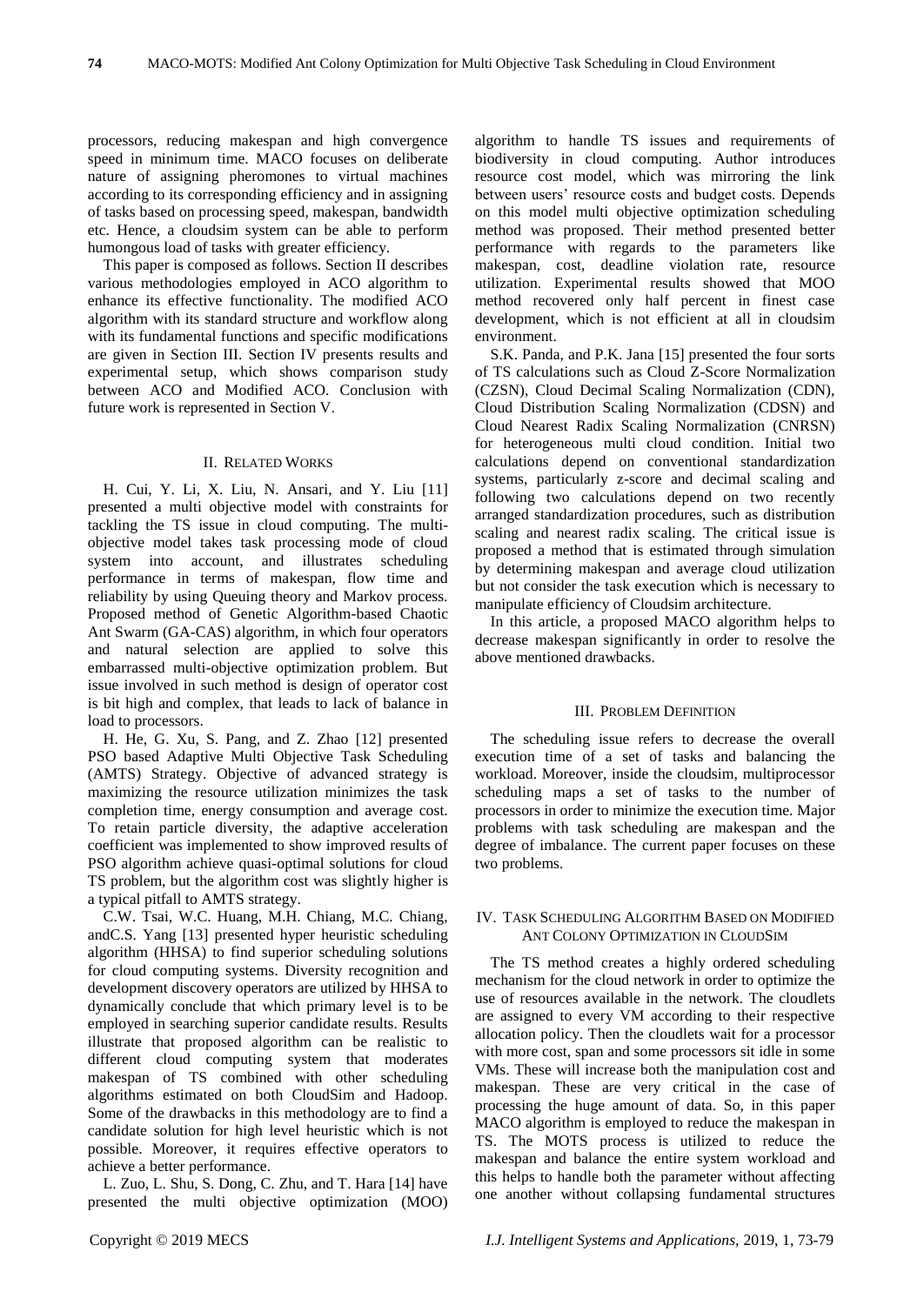processors, reducing makespan and high convergence speed in minimum time. MACO focuses on deliberate nature of assigning pheromones to virtual machines according to its corresponding efficiency and in assigning of tasks based on processing speed, makespan, bandwidth etc. Hence, a cloudsim system can be able to perform humongous load of tasks with greater efficiency.

This paper is composed as follows. Section II describes various methodologies employed in ACO algorithm to enhance its effective functionality. The modified ACO algorithm with its standard structure and workflow along with its fundamental functions and specific modifications are given in Section III. Section IV presents results and experimental setup, which shows comparison study between ACO and Modified ACO. Conclusion with future work is represented in Section V.

## II. Related Works

H. Cui, Y. Li, X. Liu, N. Ansari, and Y. Liu [11] presented a multi objective model with constraints for tackling the TS issue in cloud computing. The multi-objective model takes task processing mode of cloud system into account, and illustrates scheduling performance in terms of makespan, flow time and reliability by using Queuing theory and Markov process. Proposed method of Genetic Algorithm-based Chaotic Ant Swarm (GA-CAS) algorithm, in which four operators and natural selection are applied to solve this embarrassed multi-objective optimization problem. But issue involved in such method is design of operator cost is bit high and complex, that leads to lack of balance in load to processors.

H. He, G. Xu, S. Pang, and Z. Zhao [12] presented PSO based Adaptive Multi Objective Task Scheduling (AMTS) Strategy. Objective of advanced strategy is maximizing the resource utilization minimizes the task completion time, energy consumption and average cost. To retain particle diversity, the adaptive acceleration coefficient was implemented to show improved results of PSO algorithm achieve quasi-optimal solutions for cloud TS problem, but the algorithm cost was slightly higher is a typical pitfall to AMTS strategy.

C.W. Tsai, W.C. Huang, M.H. Chiang, M.C. Chiang, andC.S. Yang [13] presented hyper heuristic scheduling algorithm (HHSA) to find superior scheduling solutions for cloud computing systems. Diversity recognition and development discovery operators are utilized by HHSA to dynamically conclude that which primary level is to be employed in searching superior candidate results. Results illustrate that proposed algorithm can be realistic to different cloud computing system that moderates makespan of TS combined with other scheduling algorithms estimated on both CloudSim and Hadoop. Some of the drawbacks in this methodology are to find a candidate solution for high level heuristic which is not possible. Moreover, it requires effective operators to achieve a better performance.

L. Zuo, L. Shu, S. Dong, C. Zhu, and T. Hara [14] have presented the multi objective optimization (MOO) algorithm to handle TS issues and requirements of biodiversity in cloud computing. Author introduces resource cost model, which was mirroring the link between users' resource costs and budget costs. Depends on this model multi objective optimization scheduling method was proposed. Their method presented better performance with regards to the parameters like makespan, cost, deadline violation rate, resource utilization. Experimental results showed that MOO method recovered only half percent in finest case development, which is not efficient at all in cloudsim environment.

S.K. Panda, and P.K. Jana [15] presented the four sorts of TS calculations such as Cloud Z-Score Normalization (CZSN), Cloud Decimal Scaling Normalization (CDN), Cloud Distribution Scaling Normalization (CDSN) and Cloud Nearest Radix Scaling Normalization (CNRSN) for heterogeneous multi cloud condition. Initial two calculations depend on conventional standardization systems, particularly z-score and decimal scaling and following two calculations depend on two recently arranged standardization procedures, such as distribution scaling and nearest radix scaling. The critical issue is proposed a method that is estimated through simulation by determining makespan and average cloud utilization but not consider the task execution which is necessary to manipulate efficiency of Cloudsim architecture.

In this article, a proposed MACO algorithm helps to decrease makespan significantly in order to resolve the above mentioned drawbacks.

## III. Problem Definition

The scheduling issue refers to decrease the overall execution time of a set of tasks and balancing the workload. Moreover, inside the cloudsim, multiprocessor scheduling maps a set of tasks to the number of processors in order to minimize the execution time. Major problems with task scheduling are makespan and the degree of imbalance. The current paper focuses on these two problems.

## IV. Task Scheduling Algorithm Based on Modified Ant Colony Optimization in CloudSim

The TS method creates a highly ordered scheduling mechanism for the cloud network in order to optimize the use of resources available in the network. The cloudlets are assigned to every VM according to their respective allocation policy. Then the cloudlets wait for a processor with more cost, span and some processors sit idle in some VMs. These will increase both the manipulation cost and makespan. These are very critical in the case of processing the huge amount of data. So, in this paper MACO algorithm is employed to reduce the makespan in TS. The MOTS process is utilized to reduce the makespan and balance the entire system workload and this helps to handle both the parameter without affecting one another without collapsing fundamental structures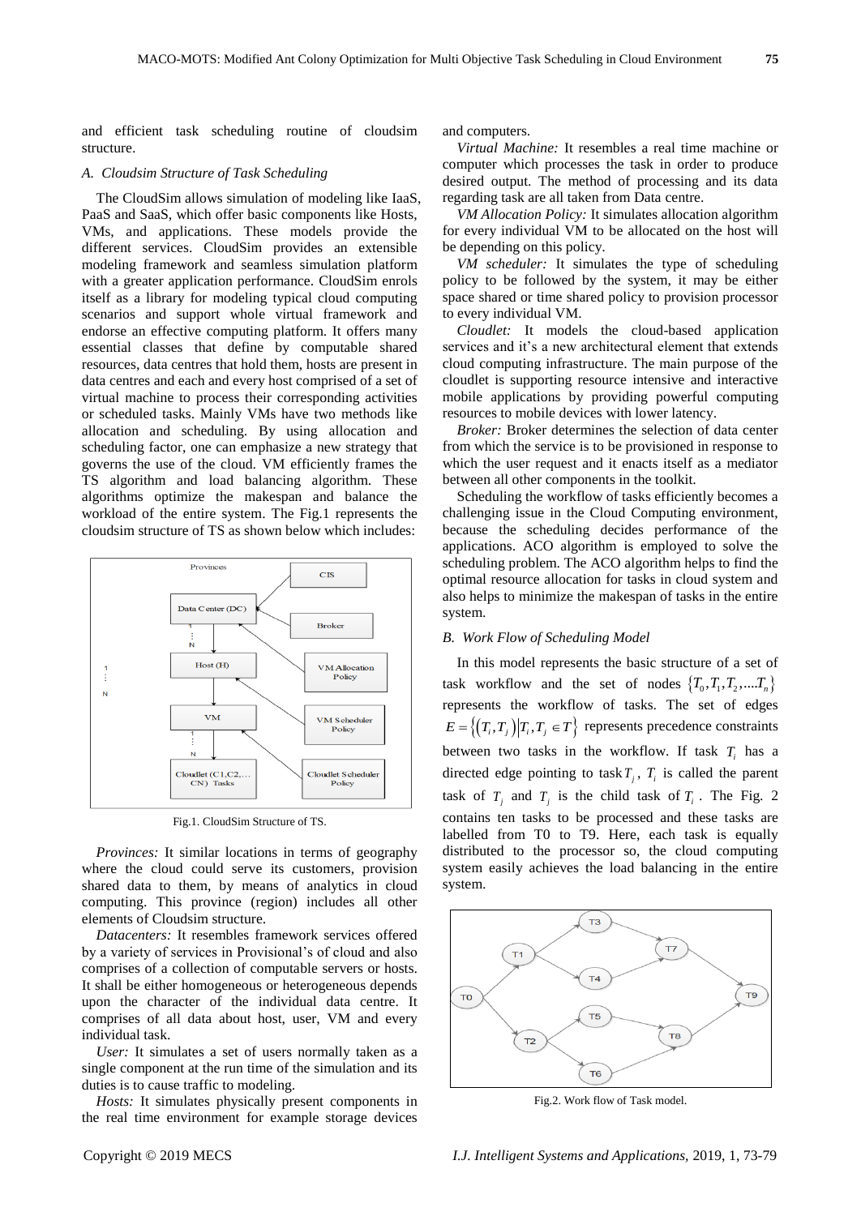and efficient task scheduling routine of cloudsim structure.

### A. Cloudsim Structure of Task Scheduling

The CloudSim allows simulation of modeling like IaaS, PaaS and SaaS, which offer basic components like Hosts, VMs, and applications. These models provide the different services. CloudSim provides an extensible modeling framework and seamless simulation platform with a greater application performance. CloudSim enrols itself as a library for modeling typical cloud computing scenarios and support whole virtual framework and endorse an effective computing platform. It offers many essential classes that define by computable shared resources, data centres that hold them, hosts are present in data centres and each and every host comprised of a set of virtual machine to process their corresponding activities or scheduled tasks. Mainly VMs have two methods like allocation and scheduling. By using allocation and scheduling factor, one can emphasize a new strategy that governs the use of the cloud. VM efficiently frames the TS algorithm and load balancing algorithm. These algorithms optimize the makespan and balance the workload of the entire system. The Fig.1 represents the cloudsim structure of TS as shown below which includes:

Fig.1. CloudSim Structure of TS.

*Provinces:* It similar locations in terms of geography where the cloud could serve its customers, provision shared data to them, by means of analytics in cloud computing. This province (region) includes all other elements of Cloudsim structure.

*Datacenters:* It resembles framework services offered by a variety of services in Provisional's of cloud and also comprises of a collection of computable servers or hosts. It shall be either homogeneous or heterogeneous depends upon the character of the individual data centre. It comprises of all data about host, user, VM and every individual task.

*User:* It simulates a set of users normally taken as a single component at the run time of the simulation and its duties is to cause traffic to modeling.

*Hosts:* It simulates physically present components in the real time environment for example storage devices and computers.

*Virtual Machine:* It resembles a real time machine or computer which processes the task in order to produce desired output. The method of processing and its data regarding task are all taken from Data centre.

*VM Allocation Policy:* It simulates allocation algorithm for every individual VM to be allocated on the host will be depending on this policy.

*VM scheduler:* It simulates the type of scheduling policy to be followed by the system, it may be either space shared or time shared policy to provision processor to every individual VM.

*Cloudlet:* It models the cloud-based application services and it's a new architectural element that extends cloud computing infrastructure. The main purpose of the cloudlet is supporting resource intensive and interactive mobile applications by providing powerful computing resources to mobile devices with lower latency.

*Broker:* Broker determines the selection of data center from which the service is to be provisioned in response to which the user request and it enacts itself as a mediator between all other components in the toolkit.

Scheduling the workflow of tasks efficiently becomes a challenging issue in the Cloud Computing environment, because the scheduling decides performance of the applications. ACO algorithm is employed to solve the scheduling problem. The ACO algorithm helps to find the optimal resource allocation for tasks in cloud system and also helps to minimize the makespan of tasks in the entire system.

### B. Work Flow of Scheduling Model

In this model represents the basic structure of a set of task workflow and the set of nodes $\{T_0, T_1, T_2, ....T_n\}$ represents the workflow of tasks. The set of edges $E = \{(T_i, T_j) | T_i, T_j \in T\}$ represents precedence constraints between two tasks in the workflow. If task $T_i$ has a directed edge pointing to task $T_j$, $T_i$ is called the parent task of $T_j$ and $T_j$ is the child task of $T_i$. The Fig. 2 contains ten tasks to be processed and these tasks are labelled from T0 to T9. Here, each task is equally distributed to the processor so, the cloud computing system easily achieves the load balancing in the entire system.

Fig.2. Work flow of Task model.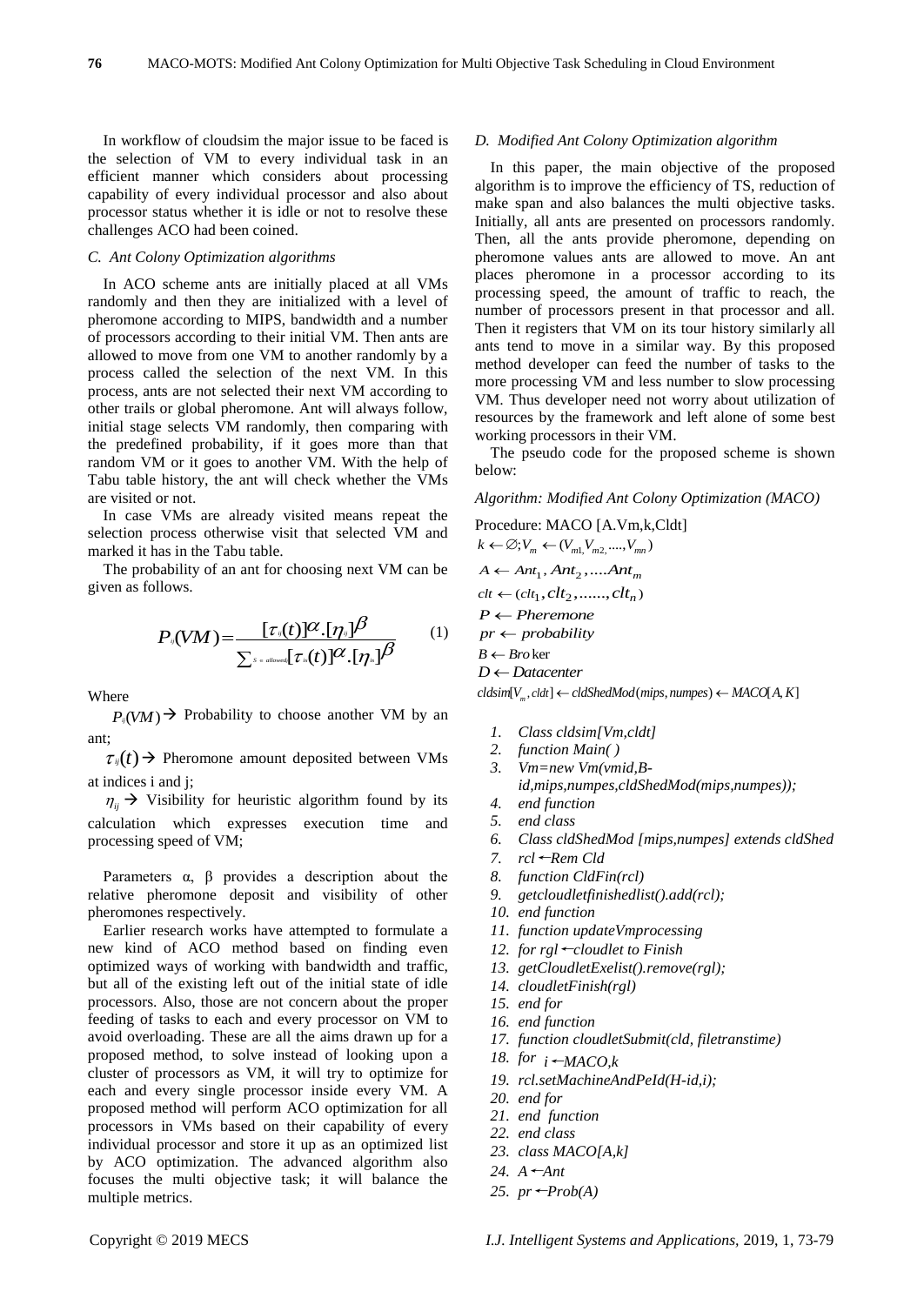In workflow of cloudsim the major issue to be faced is the selection of VM to every individual task in an efficient manner which considers about processing capability of every individual processor and also about processor status whether it is idle or not to resolve these challenges ACO had been coined.

### *C. Ant Colony Optimization algorithms*

In ACO scheme ants are initially placed at all VMs randomly and then they are initialized with a level of pheromone according to MIPS, bandwidth and a number of processors according to their initial VM. Then ants are allowed to move from one VM to another randomly by a process called the selection of the next VM. In this process, ants are not selected their next VM according to other trails or global pheromone. Ant will always follow, initial stage selects VM randomly, then comparing with the predefined probability, if it goes more than that random VM or it goes to another VM. With the help of Tabu table history, the ant will check whether the VMs are visited or not.

In case VMs are already visited means repeat the selection process otherwise visit that selected VM and marked it has in the Tabu table.

The probability of an ant for choosing next VM can be given as follows.

$$P_{ij}(VM)=\frac{[\tau_{ij}(t)]^{\alpha}.[\eta_{ij}]^{\beta}}{\sum_{s \in allowed}[\tau_{is}(t)]^{\alpha}.[\eta_{is}]^{\beta}} \quad (1)$$

Where

$P_{ij}(VM)$ → Probability to choose another VM by an ant;

$\tau_{ij}(t)$ → Pheromone amount deposited between VMs at indices i and j;

$\eta_{ij}$ → Visibility for heuristic algorithm found by its calculation which expresses execution time and processing speed of VM;

Parameters α, β provides a description about the relative pheromone deposit and visibility of other pheromones respectively.

Earlier research works have attempted to formulate a new kind of ACO method based on finding even optimized ways of working with bandwidth and traffic, but all of the existing left out of the initial state of idle processors. Also, those are not concern about the proper feeding of tasks to each and every processor on VM to avoid overloading. These are all the aims drawn up for a proposed method, to solve instead of looking upon a cluster of processors as VM, it will try to optimize for each and every single processor inside every VM. A proposed method will perform ACO optimization for all processors in VMs based on their capability of every individual processor and store it up as an optimized list by ACO optimization. The advanced algorithm also focuses the multi objective task; it will balance the multiple metrics.

### *D. Modified Ant Colony Optimization algorithm*

In this paper, the main objective of the proposed algorithm is to improve the efficiency of TS, reduction of make span and also balances the multi objective tasks. Initially, all ants are presented on processors randomly. Then, all the ants provide pheromone, depending on pheromone values ants are allowed to move. An ant places pheromone in a processor according to its processing speed, the amount of traffic to reach, the number of processors present in that processor and all. Then it registers that VM on its tour history similarly all ants tend to move in a similar way. By this proposed method developer can feed the number of tasks to the more processing VM and less number to slow processing VM. Thus developer need not worry about utilization of resources by the framework and left alone of some best working processors in their VM.

The pseudo code for the proposed scheme is shown below:

*Algorithm: Modified Ant Colony Optimization (MACO)*

Procedure: MACO [A.Vm,k,Cldt]

$k \leftarrow \varnothing; V_m \leftarrow (V_{m1}, V_{m2}, ...., V_{mn})$

$A \leftarrow Ant_1, Ant_2, ....Ant_m$

$clt \leftarrow (clt_1, clt_2, ......, clt_n)$

$P \leftarrow Pheremone$

$pr \leftarrow probability$

$B \leftarrow Broker$

$D \leftarrow Datacenter$

$cldsim[V_m, cldt] \leftarrow cldShedMod(mips, numpes) \leftarrow MACO[A,K]$

1. *Class cldsim[Vm,cldt]*
2. *function Main( )*
3. *Vm=new Vm(vmid,B-id,mips,numpes,cldShedMod(mips,numpes));*
4. *end function*
5. *end class*
6. *Class cldShedMod [mips,numpes] extends cldShed*
7. *rcl ←Rem Cld*
8. *function CldFin(rcl)*
9. *getcloudletfinishedlist().add(rcl);*
10. *end function*
11. *function updateVmprocessing*
12. *for rgl ←cloudlet to Finish*
13. *getCloudletExelist().remove(rgl);*
14. *cloudletFinish(rgl)*
15. *end for*
16. *end function*
17. *function cloudletSubmit(cld, filetranstime)*
18. *for i ←MACO,k*
19. *rcl.setMachineAndPeId(H-id,i);*
20. *end for*
21. *end function*
22. *end class*
23. *class MACO[A,k]*
24. *A ←Ant*
25. *pr ←Prob(A)*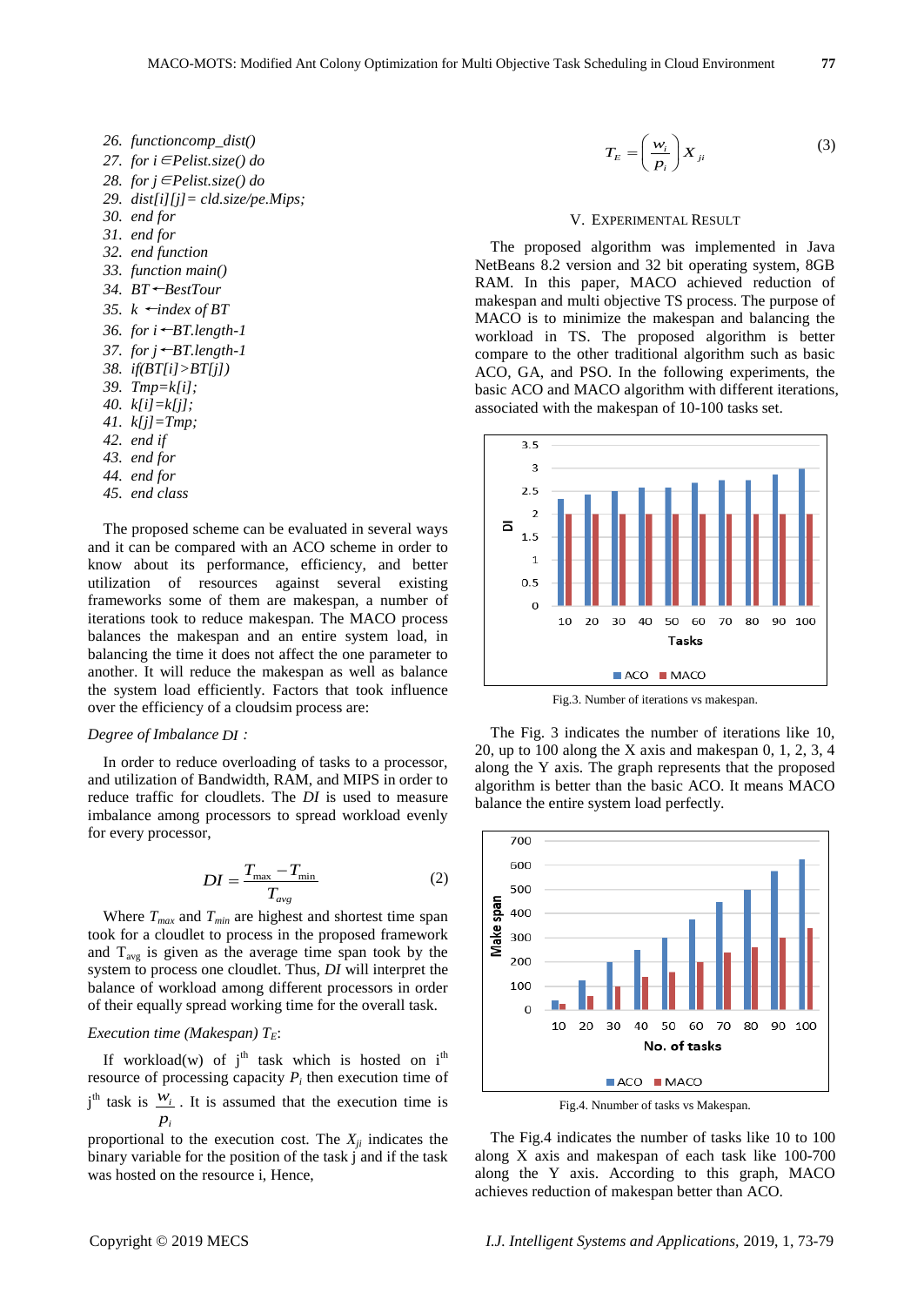26. functioncomp_dist()
27. for i ∈Pelist.size() do
28. for j ∈Pelist.size() do
29. dist[i][j]= cld.size/pe.Mips;
30. end for
31. end for
32. end function
33. function main()
34. BT ←BestTour
35. k ←index of BT
36. for i ←BT.length-1
37. for j ←BT.length-1
38. if(BT[i] >BT[j])
39. Tmp=k[i];
40. k[i]=k[j];
41. k[j]=Tmp;
42. end if
43. end for
44. end for
45. end class

The proposed scheme can be evaluated in several ways and it can be compared with an ACO scheme in order to know about its performance, efficiency, and better utilization of resources against several existing frameworks some of them are makespan, a number of iterations took to reduce makespan. The MACO process balances the makespan and an entire system load, in balancing the time it does not affect the one parameter to another. It will reduce the makespan as well as balance the system load efficiently. Factors that took influence over the efficiency of a cloudsim process are:

*Degree of Imbalance DI :*

In order to reduce overloading of tasks to a processor, and utilization of Bandwidth, RAM, and MIPS in order to reduce traffic for cloudlets. The *DI* is used to measure imbalance among processors to spread workload evenly for every processor,

$$DI = \frac{T_{max} - T_{min}}{T_{avg}} \tag{2}$$

Where $T_{max}$ and $T_{min}$ are highest and shortest time span took for a cloudlet to process in the proposed framework and $T_{avg}$ is given as the average time span took by the system to process one cloudlet. Thus, *DI* will interpret the balance of workload among different processors in order of their equally spread working time for the overall task.

*Execution time (Makespan) $T_E$:*

If workload(w) of j[th] task which is hosted on i[th] resource of processing capacity $P_i$ then execution time of j[th] task is $\frac{w_i}{p_i}$. It is assumed that the execution time is proportional to the execution cost. The $X_{ji}$ indicates the binary variable for the position of the task j and if the task was hosted on the resource i, Hence,

$$T_E = \left(\frac{w_i}{p_i}\right) X_{ji} \tag{3}$$

## V. Experimental Result

The proposed algorithm was implemented in Java NetBeans 8.2 version and 32 bit operating system, 8GB RAM. In this paper, MACO achieved reduction of makespan and multi objective TS process. The purpose of MACO is to minimize the makespan and balancing the workload in TS. The proposed algorithm is better compare to the other traditional algorithm such as basic ACO, GA, and PSO. In the following experiments, the basic ACO and MACO algorithm with different iterations, associated with the makespan of 10-100 tasks set.

Fig.3. Number of iterations vs makespan.

The Fig. 3 indicates the number of iterations like 10, 20, up to 100 along the X axis and makespan 0, 1, 2, 3, 4 along the Y axis. The graph represents that the proposed algorithm is better than the basic ACO. It means MACO balance the entire system load perfectly.

Fig.4. Nnumber of tasks vs Makespan.

The Fig.4 indicates the number of tasks like 10 to 100 along X axis and makespan of each task like 100-700 along the Y axis. According to this graph, MACO achieves reduction of makespan better than ACO.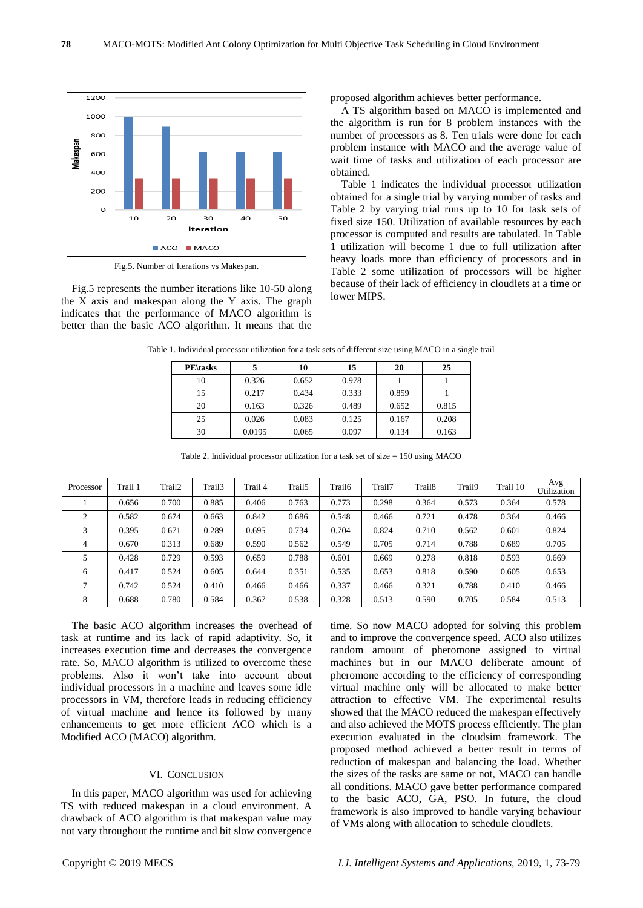Fig.5. Number of Iterations vs Makespan.

Fig.5 represents the number iterations like 10-50 along the X axis and makespan along the Y axis. The graph indicates that the performance of MACO algorithm is better than the basic ACO algorithm. It means that the proposed algorithm achieves better performance.

A TS algorithm based on MACO is implemented and the algorithm is run for 8 problem instances with the number of processors as 8. Ten trials were done for each problem instance with MACO and the average value of wait time of tasks and utilization of each processor are obtained.

Table 1 indicates the individual processor utilization obtained for a single trial by varying number of tasks and Table 2 by varying trial runs up to 10 for task sets of fixed size 150. Utilization of available resources by each processor is computed and results are tabulated. In Table 1 utilization will become 1 due to full utilization after heavy loads more than efficiency of processors and in Table 2 some utilization of processors will be higher because of their lack of efficiency in cloudlets at a time or lower MIPS.

Table 1. Individual processor utilization for a task sets of different size using MACO in a single trail

| PE\tasks | 5 | 10 | 15 | 20 | 25 |
|---|---|---|---|---|---|
| 10 | 0.326 | 0.652 | 0.978 | 1 | 1 |
| 15 | 0.217 | 0.434 | 0.333 | 0.859 | 1 |
| 20 | 0.163 | 0.326 | 0.489 | 0.652 | 0.815 |
| 25 | 0.026 | 0.083 | 0.125 | 0.167 | 0.208 |
| 30 | 0.0195 | 0.065 | 0.097 | 0.134 | 0.163 |

Table 2. Individual processor utilization for a task set of size = 150 using MACO

| Processor | Trail 1 | Trail2 | Trail3 | Trail 4 | Trail5 | Trail6 | Trail7 | Trail8 | Trail9 | Trail 10 | Avg Utilization |
|---|---|---|---|---|---|---|---|---|---|---|---|
| 1 | 0.656 | 0.700 | 0.885 | 0.406 | 0.763 | 0.773 | 0.298 | 0.364 | 0.573 | 0.364 | 0.578 |
| 2 | 0.582 | 0.674 | 0.663 | 0.842 | 0.686 | 0.548 | 0.466 | 0.721 | 0.478 | 0.364 | 0.466 |
| 3 | 0.395 | 0.671 | 0.289 | 0.695 | 0.734 | 0.704 | 0.824 | 0.710 | 0.562 | 0.601 | 0.824 |
| 4 | 0.670 | 0.313 | 0.689 | 0.590 | 0.562 | 0.549 | 0.705 | 0.714 | 0.788 | 0.689 | 0.705 |
| 5 | 0.428 | 0.729 | 0.593 | 0.659 | 0.788 | 0.601 | 0.669 | 0.278 | 0.818 | 0.593 | 0.669 |
| 6 | 0.417 | 0.524 | 0.605 | 0.644 | 0.351 | 0.535 | 0.653 | 0.818 | 0.590 | 0.605 | 0.653 |
| 7 | 0.742 | 0.524 | 0.410 | 0.466 | 0.466 | 0.337 | 0.466 | 0.321 | 0.788 | 0.410 | 0.466 |
| 8 | 0.688 | 0.780 | 0.584 | 0.367 | 0.538 | 0.328 | 0.513 | 0.590 | 0.705 | 0.584 | 0.513 |

The basic ACO algorithm increases the overhead of task at runtime and its lack of rapid adaptivity. So, it increases execution time and decreases the convergence rate. So, MACO algorithm is utilized to overcome these problems. Also it won't take into account about individual processors in a machine and leaves some idle processors in VM, therefore leads in reducing efficiency of virtual machine and hence its followed by many enhancements to get more efficient ACO which is a Modified ACO (MACO) algorithm.

## VI. Conclusion

In this paper, MACO algorithm was used for achieving TS with reduced makespan in a cloud environment. A drawback of ACO algorithm is that makespan value may not vary throughout the runtime and bit slow convergence time. So now MACO adopted for solving this problem and to improve the convergence speed. ACO also utilizes random amount of pheromone assigned to virtual machines but in our MACO deliberate amount of pheromone according to the efficiency of corresponding virtual machine only will be allocated to make better attraction to effective VM. The experimental results showed that the MACO reduced the makespan effectively and also achieved the MOTS process efficiently. The plan execution evaluated in the cloudsim framework. The proposed method achieved a better result in terms of reduction of makespan and balancing the load. Whether the sizes of the tasks are same or not, MACO can handle all conditions. MACO gave better performance compared to the basic ACO, GA, PSO. In future, the cloud framework is also improved to handle varying behaviour of VMs along with allocation to schedule cloudlets.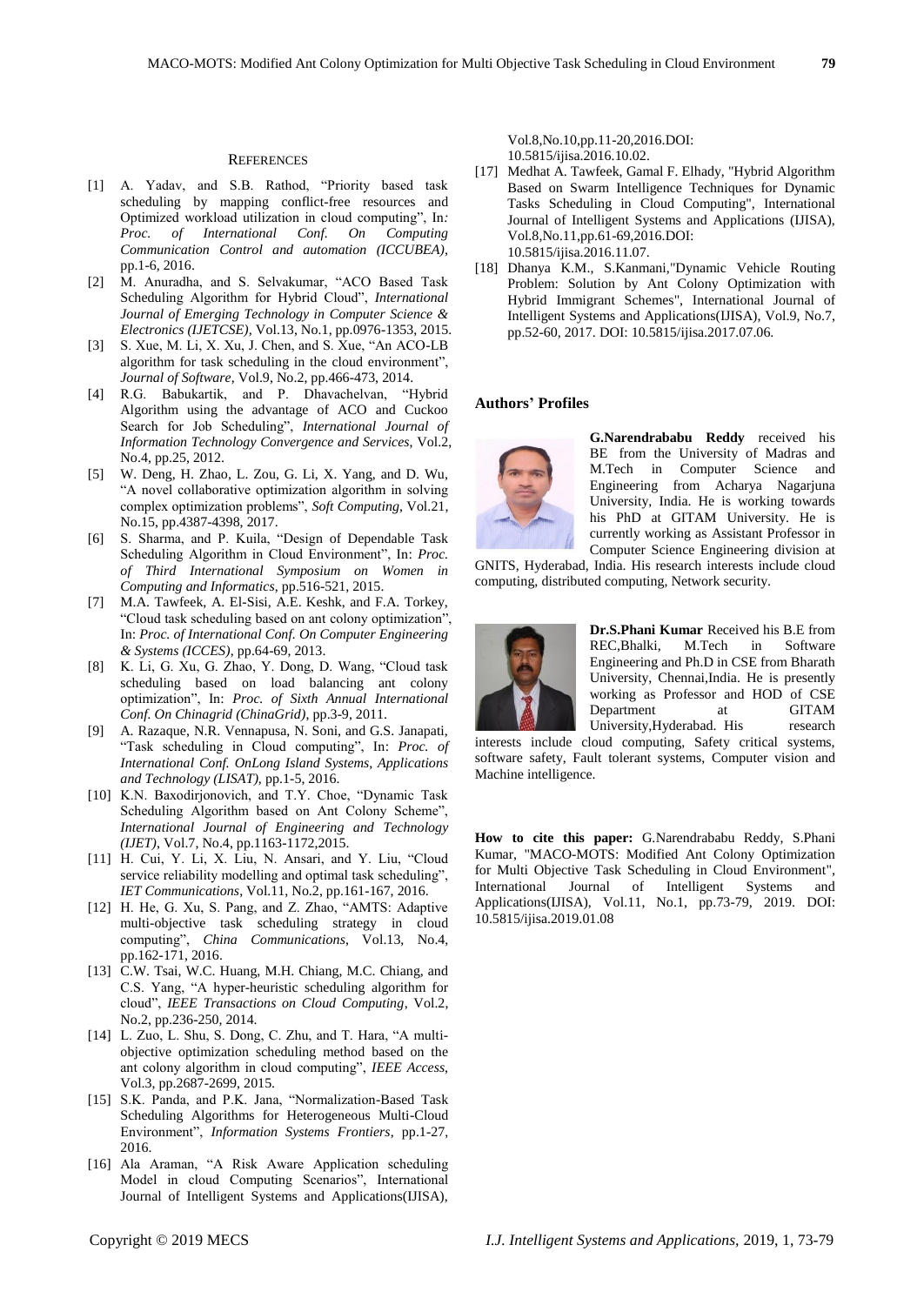## REFERENCES

[1] A. Yadav, and S.B. Rathod, "Priority based task scheduling by mapping conflict-free resources and Optimized workload utilization in cloud computing", In*: Proc. of International Conf. On Computing Communication Control and automation (ICCUBEA)*, pp.1-6, 2016.

[2] M. Anuradha, and S. Selvakumar, "ACO Based Task Scheduling Algorithm for Hybrid Cloud", *International Journal of Emerging Technology in Computer Science & Electronics (IJETCSE)*, Vol.13, No.1, pp.0976-1353, 2015.

[3] S. Xue, M. Li, X. Xu, J. Chen, and S. Xue, "An ACO-LB algorithm for task scheduling in the cloud environment", *Journal of Software*, Vol.9, No.2, pp.466-473, 2014.

[4] R.G. Babukartik, and P. Dhavachelvan, "Hybrid Algorithm using the advantage of ACO and Cuckoo Search for Job Scheduling", *International Journal of Information Technology Convergence and Services*, Vol.2, No.4, pp.25, 2012.

[5] W. Deng, H. Zhao, L. Zou, G. Li, X. Yang, and D. Wu, "A novel collaborative optimization algorithm in solving complex optimization problems", *Soft Computing*, Vol.21, No.15, pp.4387-4398, 2017.

[6] S. Sharma, and P. Kuila, "Design of Dependable Task Scheduling Algorithm in Cloud Environment", In: *Proc. of Third International Symposium on Women in Computing and Informatics*, pp.516-521, 2015.

[7] M.A. Tawfeek, A. El-Sisi, A.E. Keshk, and F.A. Torkey, "Cloud task scheduling based on ant colony optimization", In: *Proc. of International Conf. On Computer Engineering & Systems (ICCES)*, pp.64-69, 2013.

[8] K. Li, G. Xu, G. Zhao, Y. Dong, D. Wang, "Cloud task scheduling based on load balancing ant colony optimization", In: *Proc. of Sixth Annual International Conf. On Chinagrid (ChinaGrid)*, pp.3-9, 2011.

[9] A. Razaque, N.R. Vennapusa, N. Soni, and G.S. Janapati, "Task scheduling in Cloud computing", In: *Proc. of International Conf. OnLong Island Systems, Applications and Technology (LISAT)*, pp.1-5, 2016.

[10] K.N. Baxodirjonovich, and T.Y. Choe, "Dynamic Task Scheduling Algorithm based on Ant Colony Scheme", *International Journal of Engineering and Technology (IJET)*, Vol.7, No.4, pp.1163-1172,2015.

[11] H. Cui, Y. Li, X. Liu, N. Ansari, and Y. Liu, "Cloud service reliability modelling and optimal task scheduling", *IET Communications*, Vol.11, No.2, pp.161-167, 2016.

[12] H. He, G. Xu, S. Pang, and Z. Zhao, "AMTS: Adaptive multi-objective task scheduling strategy in cloud computing", *China Communications*, Vol.13, No.4, pp.162-171, 2016.

[13] C.W. Tsai, W.C. Huang, M.H. Chiang, M.C. Chiang, and C.S. Yang, "A hyper-heuristic scheduling algorithm for cloud", *IEEE Transactions on Cloud Computing*, Vol.2, No.2, pp.236-250, 2014.

[14] L. Zuo, L. Shu, S. Dong, C. Zhu, and T. Hara, "A multi-objective optimization scheduling method based on the ant colony algorithm in cloud computing", *IEEE Access*, Vol.3, pp.2687-2699, 2015.

[15] S.K. Panda, and P.K. Jana, "Normalization-Based Task Scheduling Algorithms for Heterogeneous Multi-Cloud Environment", *Information Systems Frontiers*, pp.1-27, 2016.

[16] Ala Araman, "A Risk Aware Application scheduling Model in cloud Computing Scenarios", International Journal of Intelligent Systems and Applications(IJISA), Vol.8,No.10,pp.11-20,2016.DOI: 10.5815/ijisa.2016.10.02.

[17] Medhat A. Tawfeek, Gamal F. Elhady, "Hybrid Algorithm Based on Swarm Intelligence Techniques for Dynamic Tasks Scheduling in Cloud Computing", International Journal of Intelligent Systems and Applications (IJISA), Vol.8,No.11,pp.61-69,2016.DOI: 10.5815/ijisa.2016.11.07.

[18] Dhanya K.M., S.Kanmani,"Dynamic Vehicle Routing Problem: Solution by Ant Colony Optimization with Hybrid Immigrant Schemes", International Journal of Intelligent Systems and Applications(IJISA), Vol.9, No.7, pp.52-60, 2017. DOI: 10.5815/ijisa.2017.07.06.

### Authors' Profiles

**G.Narendrababu Reddy** received his BE from the University of Madras and M.Tech in Computer Science and Engineering from Acharya Nagarjuna University, India. He is working towards his PhD at GITAM University. He is currently working as Assistant Professor in Computer Science Engineering division at GNITS, Hyderabad, India. His research interests include cloud computing, distributed computing, Network security.

**Dr.S.Phani Kumar** Received his B.E from REC,Bhalki, M.Tech in Software Engineering and Ph.D in CSE from Bharath University, Chennai,India. He is presently working as Professor and HOD of CSE Department at GITAM University,Hyderabad. His research interests include cloud computing, Safety critical systems, software safety, Fault tolerant systems, Computer vision and Machine intelligence.

**How to cite this paper:** G.Narendrababu Reddy, S.Phani Kumar, "MACO-MOTS: Modified Ant Colony Optimization for Multi Objective Task Scheduling in Cloud Environment", International Journal of Intelligent Systems and Applications(IJISA), Vol.11, No.1, pp.73-79, 2019. DOI: 10.5815/ijisa.2019.01.08